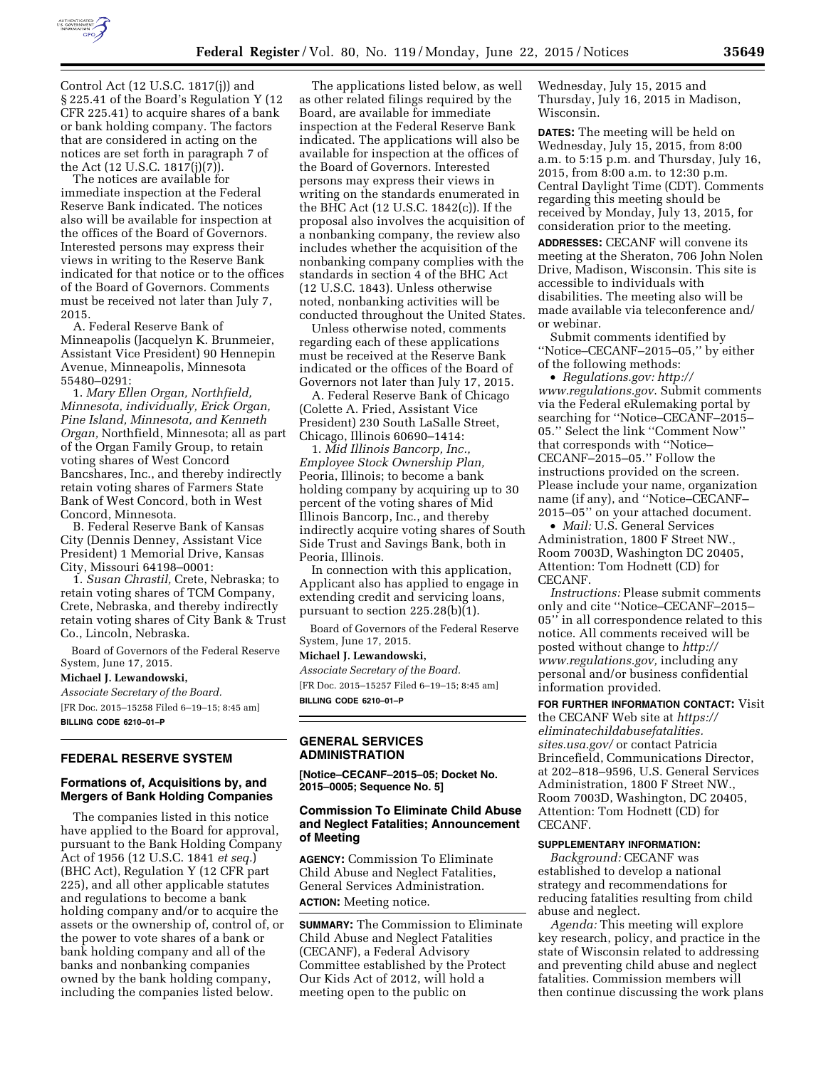Control Act (12 U.S.C. 1817(j)) and § 225.41 of the Board's Regulation Y (12 CFR 225.41) to acquire shares of a bank or bank holding company. The factors that are considered in acting on the notices are set forth in paragraph 7 of the Act (12 U.S.C. 1817(j)(7)).

The notices are available for immediate inspection at the Federal Reserve Bank indicated. The notices also will be available for inspection at the offices of the Board of Governors. Interested persons may express their views in writing to the Reserve Bank indicated for that notice or to the offices of the Board of Governors. Comments must be received not later than July 7, 2015.

A. Federal Reserve Bank of Minneapolis (Jacquelyn K. Brunmeier, Assistant Vice President) 90 Hennepin Avenue, Minneapolis, Minnesota 55480–0291:

1. *Mary Ellen Organ, Northfield, Minnesota, individually, Erick Organ, Pine Island, Minnesota, and Kenneth Organ,* Northfield, Minnesota; all as part of the Organ Family Group, to retain voting shares of West Concord Bancshares, Inc., and thereby indirectly retain voting shares of Farmers State Bank of West Concord, both in West Concord, Minnesota.

B. Federal Reserve Bank of Kansas City (Dennis Denney, Assistant Vice President) 1 Memorial Drive, Kansas City, Missouri 64198–0001:

1. *Susan Chrastil,* Crete, Nebraska; to retain voting shares of TCM Company, Crete, Nebraska, and thereby indirectly retain voting shares of City Bank & Trust Co., Lincoln, Nebraska.

Board of Governors of the Federal Reserve System, June 17, 2015.

**Michael J. Lewandowski,**

*Associate Secretary of the Board.*

[FR Doc. 2015–15258 Filed 6–19–15; 8:45 am]

**BILLING CODE 6210–01–P**

## FEDERAL RESERVE SYSTEM

### Formations of, Acquisitions by, and Mergers of Bank Holding Companies

The companies listed in this notice have applied to the Board for approval, pursuant to the Bank Holding Company Act of 1956 (12 U.S.C. 1841 *et seq.*) (BHC Act), Regulation Y (12 CFR part 225), and all other applicable statutes and regulations to become a bank holding company and/or to acquire the assets or the ownership of, control of, or the power to vote shares of a bank or bank holding company and all of the banks and nonbanking companies owned by the bank holding company, including the companies listed below.

The applications listed below, as well as other related filings required by the Board, are available for immediate inspection at the Federal Reserve Bank indicated. The applications will also be available for inspection at the offices of the Board of Governors. Interested persons may express their views in writing on the standards enumerated in the BHC Act (12 U.S.C. 1842(c)). If the proposal also involves the acquisition of a nonbanking company, the review also includes whether the acquisition of the nonbanking company complies with the standards in section 4 of the BHC Act (12 U.S.C. 1843). Unless otherwise noted, nonbanking activities will be conducted throughout the United States.

Unless otherwise noted, comments regarding each of these applications must be received at the Reserve Bank indicated or the offices of the Board of Governors not later than July 17, 2015.

A. Federal Reserve Bank of Chicago (Colette A. Fried, Assistant Vice President) 230 South LaSalle Street, Chicago, Illinois 60690–1414:

1. *Mid Illinois Bancorp, Inc., Employee Stock Ownership Plan,* Peoria, Illinois; to become a bank holding company by acquiring up to 30 percent of the voting shares of Mid Illinois Bancorp, Inc., and thereby indirectly acquire voting shares of South Side Trust and Savings Bank, both in Peoria, Illinois.

In connection with this application, Applicant also has applied to engage in extending credit and servicing loans, pursuant to section 225.28(b)(1).

Board of Governors of the Federal Reserve System, June 17, 2015.

**Michael J. Lewandowski,**

*Associate Secretary of the Board.*

[FR Doc. 2015–15257 Filed 6–19–15; 8:45 am]

**BILLING CODE 6210–01–P**

## GENERAL SERVICES ADMINISTRATION

**[Notice–CECANF–2015–05; Docket No. 2015–0005; Sequence No. 5]**

### Commission To Eliminate Child Abuse and Neglect Fatalities; Announcement of Meeting

**AGENCY:** Commission To Eliminate Child Abuse and Neglect Fatalities, General Services Administration.

**ACTION:** Meeting notice.

**SUMMARY:** The Commission to Eliminate Child Abuse and Neglect Fatalities (CECANF), a Federal Advisory Committee established by the Protect Our Kids Act of 2012, will hold a meeting open to the public on Wednesday, July 15, 2015 and Thursday, July 16, 2015 in Madison, Wisconsin.

**DATES:** The meeting will be held on Wednesday, July 15, 2015, from 8:00 a.m. to 5:15 p.m. and Thursday, July 16, 2015, from 8:00 a.m. to 12:30 p.m. Central Daylight Time (CDT). Comments regarding this meeting should be received by Monday, July 13, 2015, for consideration prior to the meeting.

**ADDRESSES:** CECANF will convene its meeting at the Sheraton, 706 John Nolen Drive, Madison, Wisconsin. This site is accessible to individuals with disabilities. The meeting also will be made available via teleconference and/or webinar.

Submit comments identified by "Notice–CECANF–2015–05," by either of the following methods:

- *Regulations.gov: http://www.regulations.gov.* Submit comments via the Federal eRulemaking portal by searching for "Notice–CECANF–2015–05." Select the link "Comment Now" that corresponds with "Notice–CECANF–2015–05." Follow the instructions provided on the screen. Please include your name, organization name (if any), and "Notice–CECANF–2015–05" on your attached document.
- *Mail:* U.S. General Services Administration, 1800 F Street NW., Room 7003D, Washington DC 20405, Attention: Tom Hodnett (CD) for CECANF.

*Instructions:* Please submit comments only and cite "Notice–CECANF–2015–05" in all correspondence related to this notice. All comments received will be posted without change to *http://www.regulations.gov,* including any personal and/or business confidential information provided.

**FOR FURTHER INFORMATION CONTACT:** Visit the CECANF Web site at *https://eliminatechildabusefatalities.sites.usa.gov/* or contact Patricia Brincefield, Communications Director, at 202–818–9596, U.S. General Services Administration, 1800 F Street NW., Room 7003D, Washington, DC 20405, Attention: Tom Hodnett (CD) for CECANF.

**SUPPLEMENTARY INFORMATION:**

*Background:* CECANF was established to develop a national strategy and recommendations for reducing fatalities resulting from child abuse and neglect.

*Agenda:* This meeting will explore key research, policy, and practice in the state of Wisconsin related to addressing and preventing child abuse and neglect fatalities. Commission members will then continue discussing the work plans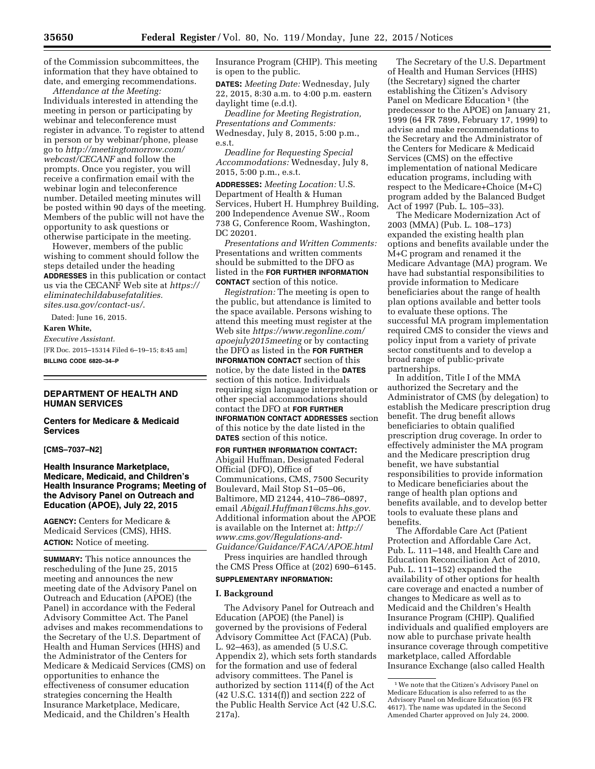of the Commission subcommittees, the information that they have obtained to date, and emerging recommendations.

*Attendance at the Meeting:* Individuals interested in attending the meeting in person or participating by webinar and teleconference must register in advance. To register to attend in person or by webinar/phone, please go to *http://meetingtomorrow.com/webcast/CECANF* and follow the prompts. Once you register, you will receive a confirmation email with the webinar login and teleconference number. Detailed meeting minutes will be posted within 90 days of the meeting. Members of the public will not have the opportunity to ask questions or otherwise participate in the meeting.

However, members of the public wishing to comment should follow the steps detailed under the heading **ADDRESSES** in this publication or contact us via the CECANF Web site at *https://eliminatechildabusefatalities.sites.usa.gov/contact-us/*.

Dated: June 16, 2015.

**Karen White,**

*Executive Assistant.*

[FR Doc. 2015–15314 Filed 6–19–15; 8:45 am]

**BILLING CODE 6820–34–P**

## DEPARTMENT OF HEALTH AND HUMAN SERVICES

### Centers for Medicare & Medicaid Services

**[CMS–7037–N2]**

### Health Insurance Marketplace, Medicare, Medicaid, and Children's Health Insurance Programs; Meeting of the Advisory Panel on Outreach and Education (APOE), July 22, 2015

**AGENCY:** Centers for Medicare & Medicaid Services (CMS), HHS.

**ACTION:** Notice of meeting.

**SUMMARY:** This notice announces the rescheduling of the June 25, 2015 meeting and announces the new meeting date of the Advisory Panel on Outreach and Education (APOE) (the Panel) in accordance with the Federal Advisory Committee Act. The Panel advises and makes recommendations to the Secretary of the U.S. Department of Health and Human Services (HHS) and the Administrator of the Centers for Medicare & Medicaid Services (CMS) on opportunities to enhance the effectiveness of consumer education strategies concerning the Health Insurance Marketplace, Medicare, Medicaid, and the Children's Health Insurance Program (CHIP). This meeting is open to the public.

**DATES:** *Meeting Date:* Wednesday, July 22, 2015, 8:30 a.m. to 4:00 p.m. eastern daylight time (e.d.t).

*Deadline for Meeting Registration, Presentations and Comments:* Wednesday, July 8, 2015, 5:00 p.m., e.s.t.

*Deadline for Requesting Special Accommodations:* Wednesday, July 8, 2015, 5:00 p.m., e.s.t.

**ADDRESSES:** *Meeting Location:* U.S. Department of Health & Human Services, Hubert H. Humphrey Building, 200 Independence Avenue SW., Room 738 G, Conference Room, Washington, DC 20201.

*Presentations and Written Comments:* Presentations and written comments should be submitted to the DFO as listed in the **FOR FURTHER INFORMATION CONTACT** section of this notice.

*Registration:* The meeting is open to the public, but attendance is limited to the space available. Persons wishing to attend this meeting must register at the Web site *https://www.regonline.com/apoejuly2015meeting* or by contacting the DFO as listed in the **FOR FURTHER INFORMATION CONTACT** section of this notice, by the date listed in the **DATES** section of this notice. Individuals requiring sign language interpretation or other special accommodations should contact the DFO at **FOR FURTHER INFORMATION CONTACT ADDRESSES** section of this notice by the date listed in the **DATES** section of this notice.

**FOR FURTHER INFORMATION CONTACT:** Abigail Huffman, Designated Federal Official (DFO), Office of Communications, CMS, 7500 Security Boulevard, Mail Stop S1–05–06, Baltimore, MD 21244, 410–786–0897, email *Abigail.Huffman1@cms.hhs.gov.* Additional information about the APOE is available on the Internet at: *http://www.cms.gov/Regulations-and-Guidance/Guidance/FACA/APOE.html*

Press inquiries are handled through the CMS Press Office at (202) 690–6145.

**SUPPLEMENTARY INFORMATION:**

**I. Background**

The Advisory Panel for Outreach and Education (APOE) (the Panel) is governed by the provisions of Federal Advisory Committee Act (FACA) (Pub. L. 92–463), as amended (5 U.S.C. Appendix 2), which sets forth standards for the formation and use of federal advisory committees. The Panel is authorized by section 1114(f) of the Act (42 U.S.C. 1314(f)) and section 222 of the Public Health Service Act (42 U.S.C. 217a).

The Secretary of the U.S. Department of Health and Human Services (HHS) (the Secretary) signed the charter establishing the Citizen's Advisory Panel on Medicare Education [1] (the predecessor to the APOE) on January 21, 1999 (64 FR 7899, February 17, 1999) to advise and make recommendations to the Secretary and the Administrator of the Centers for Medicare & Medicaid Services (CMS) on the effective implementation of national Medicare education programs, including with respect to the Medicare+Choice (M+C) program added by the Balanced Budget Act of 1997 (Pub. L. 105–33).

The Medicare Modernization Act of 2003 (MMA) (Pub. L. 108–173) expanded the existing health plan options and benefits available under the M+C program and renamed it the Medicare Advantage (MA) program. We have had substantial responsibilities to provide information to Medicare beneficiaries about the range of health plan options available and better tools to evaluate these options. The successful MA program implementation required CMS to consider the views and policy input from a variety of private sector constituents and to develop a broad range of public-private partnerships.

In addition, Title I of the MMA authorized the Secretary and the Administrator of CMS (by delegation) to establish the Medicare prescription drug benefit. The drug benefit allows beneficiaries to obtain qualified prescription drug coverage. In order to effectively administer the MA program and the Medicare prescription drug benefit, we have substantial responsibilities to provide information to Medicare beneficiaries about the range of health plan options and benefits available, and to develop better tools to evaluate these plans and benefits.

The Affordable Care Act (Patient Protection and Affordable Care Act, Pub. L. 111–148, and Health Care and Education Reconciliation Act of 2010, Pub. L. 111–152) expanded the availability of other options for health care coverage and enacted a number of changes to Medicare as well as to Medicaid and the Children's Health Insurance Program (CHIP). Qualified individuals and qualified employers are now able to purchase private health insurance coverage through competitive marketplace, called Affordable Insurance Exchange (also called Health

[1] We note that the Citizen's Advisory Panel on Medicare Education is also referred to as the Advisory Panel on Medicare Education (65 FR 4617). The name was updated in the Second Amended Charter approved on July 24, 2000.